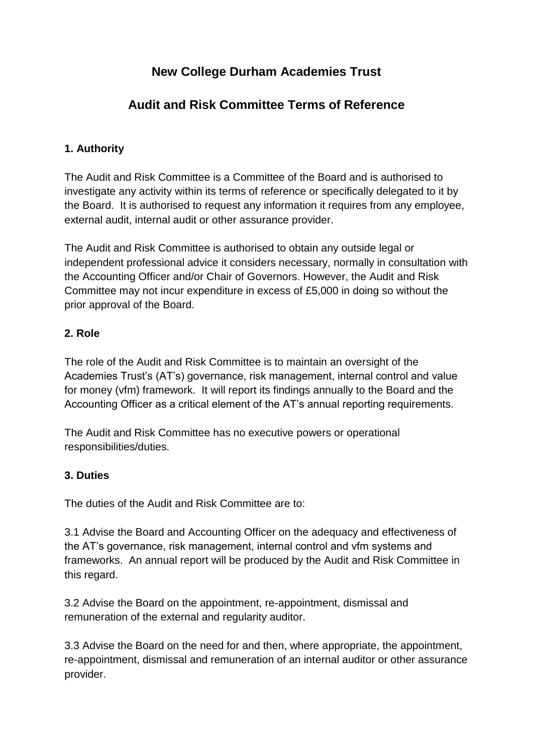# New College Durham Academies Trust

## Audit and Risk Committee Terms of Reference

### 1. Authority

The Audit and Risk Committee is a Committee of the Board and is authorised to investigate any activity within its terms of reference or specifically delegated to it by the Board. It is authorised to request any information it requires from any employee, external audit, internal audit or other assurance provider.

The Audit and Risk Committee is authorised to obtain any outside legal or independent professional advice it considers necessary, normally in consultation with the Accounting Officer and/or Chair of Governors. However, the Audit and Risk Committee may not incur expenditure in excess of £5,000 in doing so without the prior approval of the Board.

### 2. Role

The role of the Audit and Risk Committee is to maintain an oversight of the Academies Trust's (AT's) governance, risk management, internal control and value for money (vfm) framework. It will report its findings annually to the Board and the Accounting Officer as a critical element of the AT's annual reporting requirements.

The Audit and Risk Committee has no executive powers or operational responsibilities/duties.

### 3. Duties

The duties of the Audit and Risk Committee are to:

3.1 Advise the Board and Accounting Officer on the adequacy and effectiveness of the AT's governance, risk management, internal control and vfm systems and frameworks. An annual report will be produced by the Audit and Risk Committee in this regard.

3.2 Advise the Board on the appointment, re-appointment, dismissal and remuneration of the external and regularity auditor.

3.3 Advise the Board on the need for and then, where appropriate, the appointment, re-appointment, dismissal and remuneration of an internal auditor or other assurance provider.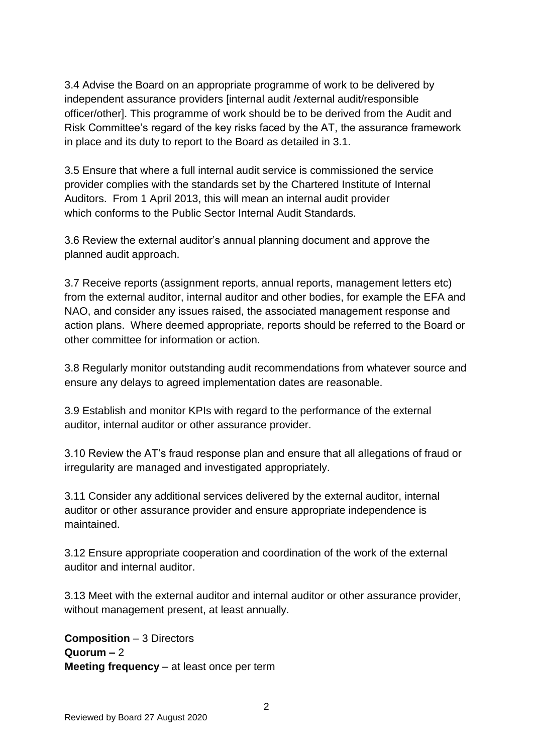3.4 Advise the Board on an appropriate programme of work to be delivered by independent assurance providers [internal audit /external audit/responsible officer/other]. This programme of work should be to be derived from the Audit and Risk Committee's regard of the key risks faced by the AT, the assurance framework in place and its duty to report to the Board as detailed in 3.1.

3.5 Ensure that where a full internal audit service is commissioned the service provider complies with the standards set by the Chartered Institute of Internal Auditors. From 1 April 2013, this will mean an internal audit provider which conforms to the Public Sector Internal Audit Standards.

3.6 Review the external auditor's annual planning document and approve the planned audit approach.

3.7 Receive reports (assignment reports, annual reports, management letters etc) from the external auditor, internal auditor and other bodies, for example the EFA and NAO, and consider any issues raised, the associated management response and action plans. Where deemed appropriate, reports should be referred to the Board or other committee for information or action.

3.8 Regularly monitor outstanding audit recommendations from whatever source and ensure any delays to agreed implementation dates are reasonable.

3.9 Establish and monitor KPIs with regard to the performance of the external auditor, internal auditor or other assurance provider.

3.10 Review the AT's fraud response plan and ensure that all allegations of fraud or irregularity are managed and investigated appropriately.

3.11 Consider any additional services delivered by the external auditor, internal auditor or other assurance provider and ensure appropriate independence is maintained.

3.12 Ensure appropriate cooperation and coordination of the work of the external auditor and internal auditor.

3.13 Meet with the external auditor and internal auditor or other assurance provider, without management present, at least annually.

**Composition** – 3 Directors
**Quorum –** 2
**Meeting frequency** – at least once per term

Reviewed by Board 27 August 2020